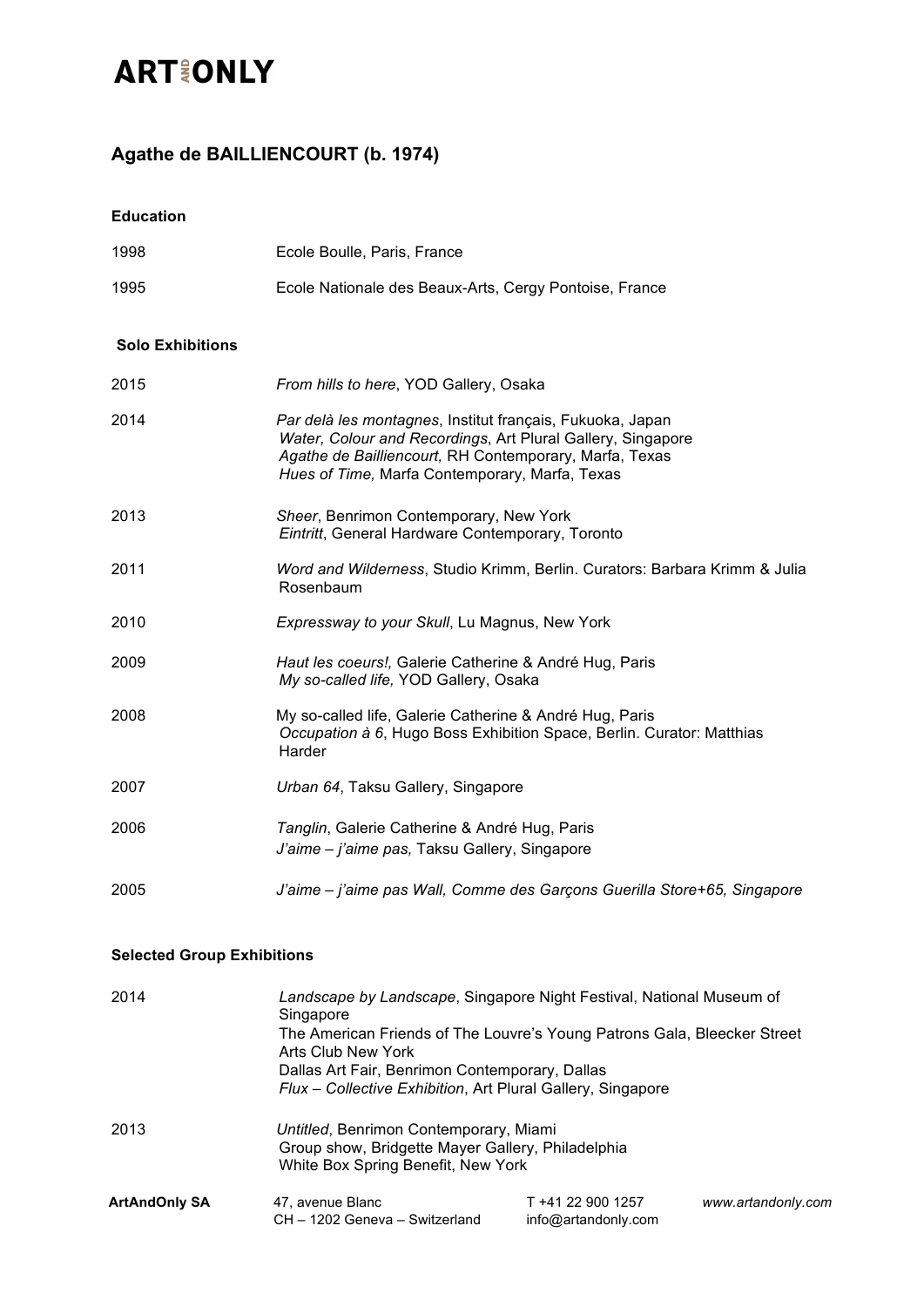# ART AND ONLY

## Agathe de BAILLIENCOURT (b. 1974)

### Education

| | |
|---|---|
| 1998 | Ecole Boulle, Paris, France |
| 1995 | Ecole Nationale des Beaux-Arts, Cergy Pontoise, France |

### Solo Exhibitions

| | |
|---|---|
| 2015 | *From hills to here*, YOD Gallery, Osaka |
| 2014 | *Par delà les montagnes*, Institut français, Fukuoka, Japan<br>*Water, Colour and Recordings*, Art Plural Gallery, Singapore<br>*Agathe de Bailliencourt,* RH Contemporary, Marfa, Texas<br>*Hues of Time,* Marfa Contemporary, Marfa, Texas |
| 2013 | *Sheer*, Benrimon Contemporary, New York<br>*Eintritt*, General Hardware Contemporary, Toronto |
| 2011 | *Word and Wilderness*, Studio Krimm, Berlin. Curators: Barbara Krimm & Julia Rosenbaum |
| 2010 | *Expressway to your Skull*, Lu Magnus, New York |
| 2009 | *Haut les coeurs!,* Galerie Catherine & André Hug, Paris<br>*My so-called life,* YOD Gallery, Osaka |
| 2008 | My so-called life, Galerie Catherine & André Hug, Paris<br>*Occupation à 6*, Hugo Boss Exhibition Space, Berlin. Curator: Matthias Harder |
| 2007 | *Urban 64*, Taksu Gallery, Singapore |
| 2006 | *Tanglin*, Galerie Catherine & André Hug, Paris<br>*J'aime – j'aime pas,* Taksu Gallery, Singapore |
| 2005 | *J'aime – j'aime pas Wall, Comme des Garçons Guerilla Store+65, Singapore* |

### Selected Group Exhibitions

| | |
|---|---|
| 2014 | *Landscape by Landscape*, Singapore Night Festival, National Museum of Singapore<br>The American Friends of The Louvre's Young Patrons Gala, Bleecker Street Arts Club New York<br>Dallas Art Fair, Benrimon Contemporary, Dallas<br>*Flux – Collective Exhibition*, Art Plural Gallery, Singapore |
| 2013 | *Untitled*, Benrimon Contemporary, Miami<br>Group show, Bridgette Mayer Gallery, Philadelphia<br>White Box Spring Benefit, New York |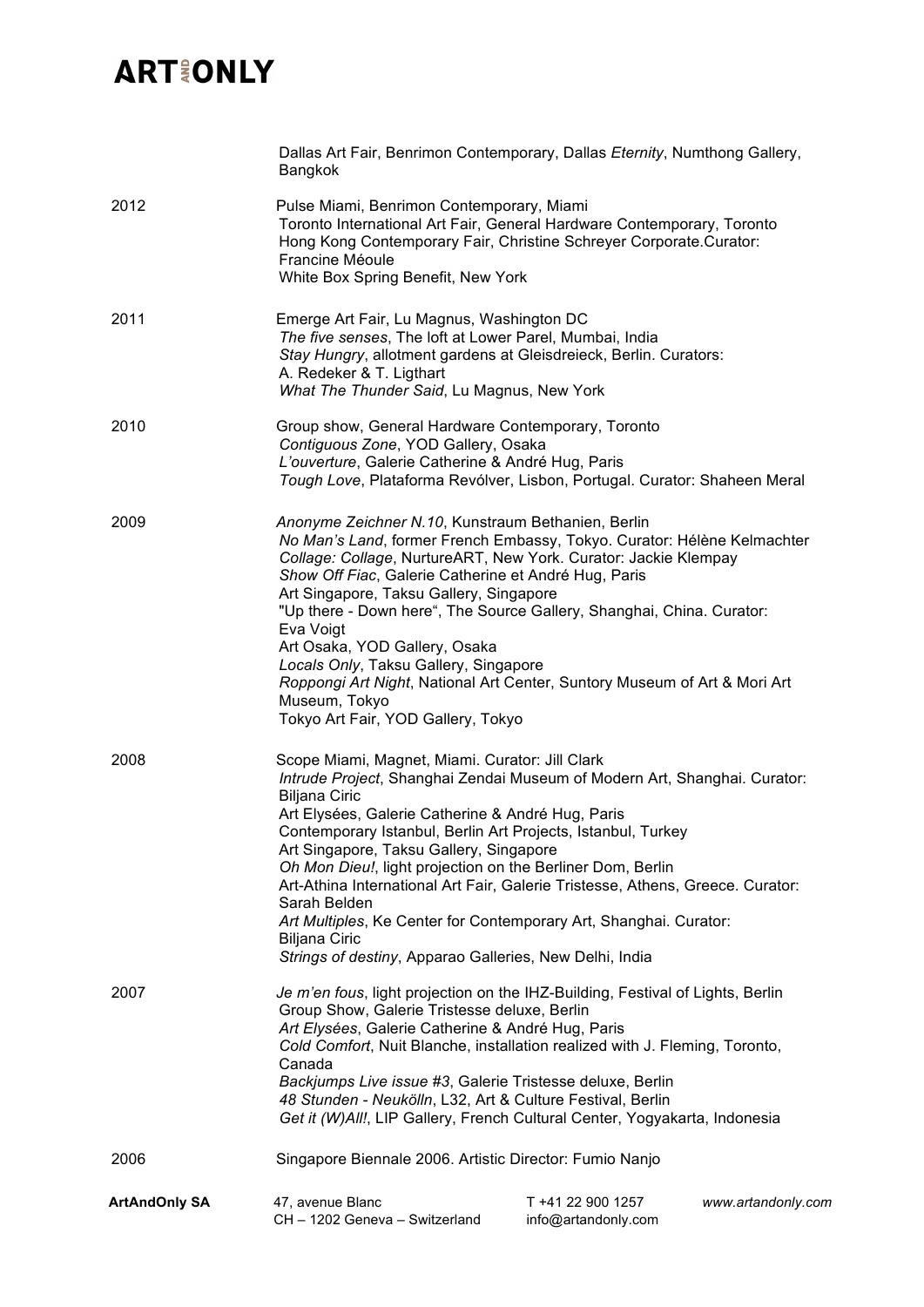Dallas Art Fair, Benrimon Contemporary, Dallas *Eternity*, Numthong Gallery, Bangkok

**2012**

Pulse Miami, Benrimon Contemporary, Miami
Toronto International Art Fair, General Hardware Contemporary, Toronto
Hong Kong Contemporary Fair, Christine Schreyer Corporate.Curator: Francine Méoule
White Box Spring Benefit, New York

**2011**

Emerge Art Fair, Lu Magnus, Washington DC
*The five senses*, The loft at Lower Parel, Mumbai, India
*Stay Hungry*, allotment gardens at Gleisdreieck, Berlin. Curators: A. Redeker & T. Ligthart
*What The Thunder Said*, Lu Magnus, New York

**2010**

Group show, General Hardware Contemporary, Toronto
*Contiguous Zone*, YOD Gallery, Osaka
*L'ouverture*, Galerie Catherine & André Hug, Paris
*Tough Love*, Plataforma Revólver, Lisbon, Portugal. Curator: Shaheen Meral

**2009**

*Anonyme Zeichner N.10*, Kunstraum Bethanien, Berlin
*No Man's Land*, former French Embassy, Tokyo. Curator: Hélène Kelmachter
*Collage: Collage*, NurtureART, New York. Curator: Jackie Klempay
*Show Off Fiac*, Galerie Catherine et André Hug, Paris
Art Singapore, Taksu Gallery, Singapore
"Up there - Down here", The Source Gallery, Shanghai, China. Curator: Eva Voigt
Art Osaka, YOD Gallery, Osaka
*Locals Only*, Taksu Gallery, Singapore
*Roppongi Art Night*, National Art Center, Suntory Museum of Art & Mori Art Museum, Tokyo
Tokyo Art Fair, YOD Gallery, Tokyo

**2008**

Scope Miami, Magnet, Miami. Curator: Jill Clark
*Intrude Project*, Shanghai Zendai Museum of Modern Art, Shanghai. Curator: Biljana Ciric
Art Elysées, Galerie Catherine & André Hug, Paris
Contemporary Istanbul, Berlin Art Projects, Istanbul, Turkey
Art Singapore, Taksu Gallery, Singapore
*Oh Mon Dieu!*, light projection on the Berliner Dom, Berlin
Art-Athina International Art Fair, Galerie Tristesse, Athens, Greece. Curator: Sarah Belden
*Art Multiples*, Ke Center for Contemporary Art, Shanghai. Curator: Biljana Ciric
*Strings of destiny*, Apparao Galleries, New Delhi, India

**2007**

*Je m'en fous*, light projection on the IHZ-Building, Festival of Lights, Berlin
Group Show, Galerie Tristesse deluxe, Berlin
*Art Elysées*, Galerie Catherine & André Hug, Paris
*Cold Comfort*, Nuit Blanche, installation realized with J. Fleming, Toronto, Canada
*Backjumps Live issue #3*, Galerie Tristesse deluxe, Berlin
*48 Stunden - Neukölln*, L32, Art & Culture Festival, Berlin
*Get it (W)All!*, LIP Gallery, French Cultural Center, Yogyakarta, Indonesia

**2006**

Singapore Biennale 2006. Artistic Director: Fumio Nanjo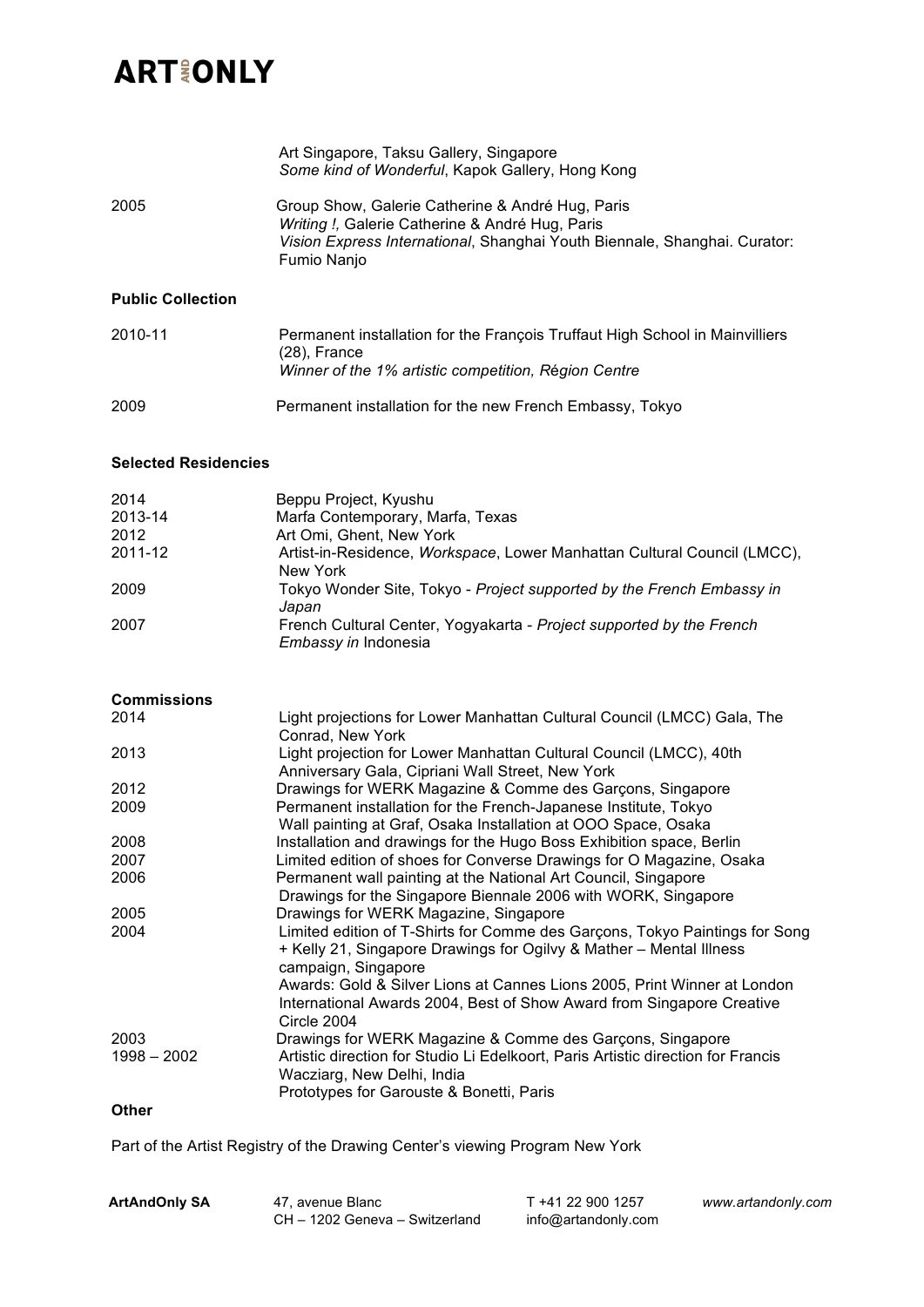| | |
|---|---|
| | Art Singapore, Taksu Gallery, Singapore<br>*Some kind of Wonderful*, Kapok Gallery, Hong Kong |
| 2005 | Group Show, Galerie Catherine & André Hug, Paris<br>*Writing !,* Galerie Catherine & André Hug, Paris<br>*Vision Express International*, Shanghai Youth Biennale, Shanghai. Curator: Fumio Nanjo |

**Public Collection**

| | |
|---|---|
| 2010-11 | Permanent installation for the François Truffaut High School in Mainvilliers (28), France<br>*Winner of the 1% artistic competition, Région Centre* |
| 2009 | Permanent installation for the new French Embassy, Tokyo |

**Selected Residencies**

| | |
|---|---|
| 2014 | Beppu Project, Kyushu |
| 2013-14 | Marfa Contemporary, Marfa, Texas |
| 2012 | Art Omi, Ghent, New York |
| 2011-12 | Artist-in-Residence, *Workspace*, Lower Manhattan Cultural Council (LMCC), New York |
| 2009 | Tokyo Wonder Site, Tokyo - *Project supported by the French Embassy in Japan* |
| 2007 | French Cultural Center, Yogyakarta - *Project supported by the French Embassy in* Indonesia |

**Commissions**

| | |
|---|---|
| 2014 | Light projections for Lower Manhattan Cultural Council (LMCC) Gala, The Conrad, New York |
| 2013 | Light projection for Lower Manhattan Cultural Council (LMCC), 40th Anniversary Gala, Cipriani Wall Street, New York |
| 2012 | Drawings for WERK Magazine & Comme des Garçons, Singapore |
| 2009 | Permanent installation for the French-Japanese Institute, Tokyo<br>Wall painting at Graf, Osaka Installation at OOO Space, Osaka |
| 2008 | Installation and drawings for the Hugo Boss Exhibition space, Berlin |
| 2007 | Limited edition of shoes for Converse Drawings for O Magazine, Osaka |
| 2006 | Permanent wall painting at the National Art Council, Singapore<br>Drawings for the Singapore Biennale 2006 with WORK, Singapore |
| 2005 | Drawings for WERK Magazine, Singapore |
| 2004 | Limited edition of T-Shirts for Comme des Garçons, Tokyo Paintings for Song + Kelly 21, Singapore Drawings for Ogilvy & Mather – Mental Illness campaign, Singapore<br>Awards: Gold & Silver Lions at Cannes Lions 2005, Print Winner at London International Awards 2004, Best of Show Award from Singapore Creative Circle 2004 |
| 2003 | Drawings for WERK Magazine & Comme des Garçons, Singapore |
| 1998 – 2002 | Artistic direction for Studio Li Edelkoort, Paris Artistic direction for Francis Wacziarg, New Delhi, India<br>Prototypes for Garouste & Bonetti, Paris |

**Other**

Part of the Artist Registry of the Drawing Center's viewing Program New York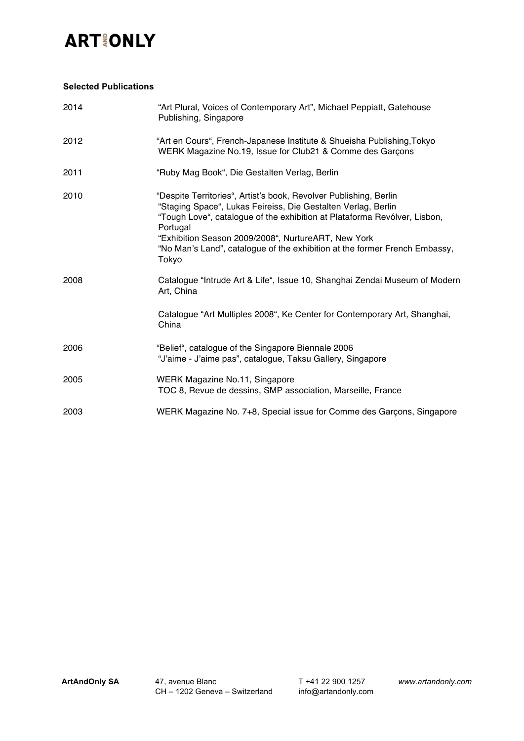# ART AND ONLY

**Selected Publications**

| | |
|---|---|
| 2014 | "Art Plural, Voices of Contemporary Art", Michael Peppiatt, Gatehouse Publishing, Singapore |
| 2012 | "Art en Cours", French-Japanese Institute & Shueisha Publishing,Tokyo<br>WERK Magazine No.19, Issue for Club21 & Comme des Garçons |
| 2011 | "Ruby Mag Book", Die Gestalten Verlag, Berlin |
| 2010 | "Despite Territories", Artist's book, Revolver Publishing, Berlin<br>"Staging Space", Lukas Feireiss, Die Gestalten Verlag, Berlin<br>"Tough Love", catalogue of the exhibition at Plataforma Revólver, Lisbon, Portugal<br>"Exhibition Season 2009/2008", NurtureART, New York<br>"No Man's Land", catalogue of the exhibition at the former French Embassy, Tokyo |
| 2008 | Catalogue "Intrude Art & Life", Issue 10, Shanghai Zendai Museum of Modern Art, China<br><br>Catalogue "Art Multiples 2008", Ke Center for Contemporary Art, Shanghai, China |
| 2006 | "Belief", catalogue of the Singapore Biennale 2006<br>"J'aime - J'aime pas", catalogue, Taksu Gallery, Singapore |
| 2005 | WERK Magazine No.11, Singapore<br>TOC 8, Revue de dessins, SMP association, Marseille, France |
| 2003 | WERK Magazine No. 7+8, Special issue for Comme des Garçons, Singapore |

**ArtAndOnly SA** 47, avenue Blanc CH – 1202 Geneva – Switzerland T +41 22 900 1257 info@artandonly.com *www.artandonly.com*